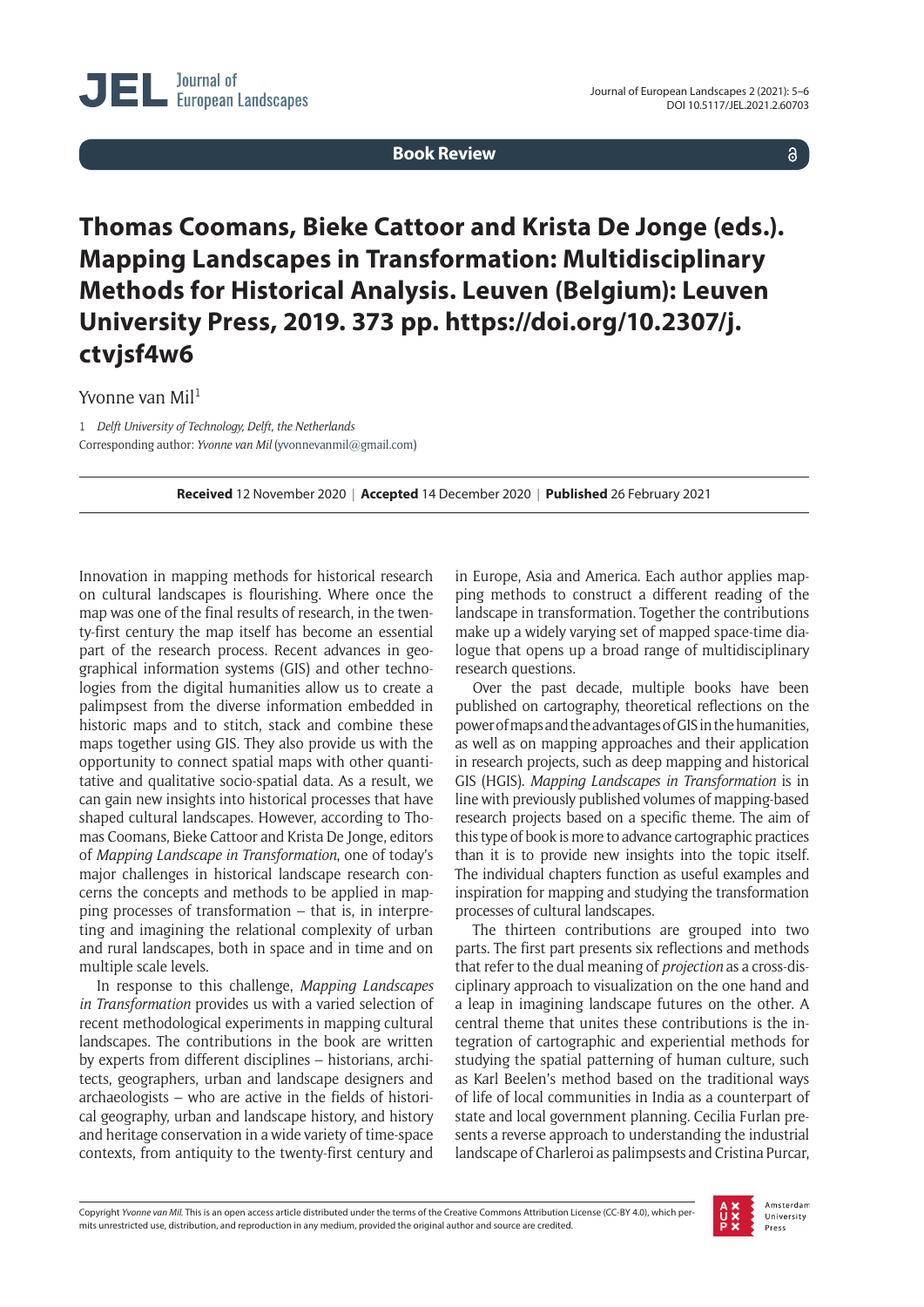Book Review

# Thomas Coomans, Bieke Cattoor and Krista De Jonge (eds.). Mapping Landscapes in Transformation: Multidisciplinary Methods for Historical Analysis. Leuven (Belgium): Leuven University Press, 2019. 373 pp. https://doi.org/10.2307/j.ctvjsf4w6

Yvonne van Mil[1]

1 *Delft University of Technology, Delft, the Netherlands*
Corresponding author: *Yvonne van Mil* (yvonnevanmil@gmail.com)

**Received** 12 November 2020 | **Accepted** 14 December 2020 | **Published** 26 February 2021

Innovation in mapping methods for historical research on cultural landscapes is flourishing. Where once the map was one of the final results of research, in the twenty-first century the map itself has become an essential part of the research process. Recent advances in geographical information systems (GIS) and other technologies from the digital humanities allow us to create a palimpsest from the diverse information embedded in historic maps and to stitch, stack and combine these maps together using GIS. They also provide us with the opportunity to connect spatial maps with other quantitative and qualitative socio-spatial data. As a result, we can gain new insights into historical processes that have shaped cultural landscapes. However, according to Thomas Coomans, Bieke Cattoor and Krista De Jonge, editors of *Mapping Landscape in Transformation*, one of today's major challenges in historical landscape research concerns the concepts and methods to be applied in mapping processes of transformation – that is, in interpreting and imagining the relational complexity of urban and rural landscapes, both in space and in time and on multiple scale levels.

In response to this challenge, *Mapping Landscapes in Transformation* provides us with a varied selection of recent methodological experiments in mapping cultural landscapes. The contributions in the book are written by experts from different disciplines – historians, architects, geographers, urban and landscape designers and archaeologists – who are active in the fields of historical geography, urban and landscape history, and history and heritage conservation in a wide variety of time-space contexts, from antiquity to the twenty-first century and in Europe, Asia and America. Each author applies mapping methods to construct a different reading of the landscape in transformation. Together the contributions make up a widely varying set of mapped space-time dialogue that opens up a broad range of multidisciplinary research questions.

Over the past decade, multiple books have been published on cartography, theoretical reflections on the power of maps and the advantages of GIS in the humanities, as well as on mapping approaches and their application in research projects, such as deep mapping and historical GIS (HGIS). *Mapping Landscapes in Transformation* is in line with previously published volumes of mapping-based research projects based on a specific theme. The aim of this type of book is more to advance cartographic practices than it is to provide new insights into the topic itself. The individual chapters function as useful examples and inspiration for mapping and studying the transformation processes of cultural landscapes.

The thirteen contributions are grouped into two parts. The first part presents six reflections and methods that refer to the dual meaning of *projection* as a cross-disciplinary approach to visualization on the one hand and a leap in imagining landscape futures on the other. A central theme that unites these contributions is the integration of cartographic and experiential methods for studying the spatial patterning of human culture, such as Karl Beelen's method based on the traditional ways of life of local communities in India as a counterpart of state and local government planning. Cecilia Furlan presents a reverse approach to understanding the industrial landscape of Charleroi as palimpsests and Cristina Purcar,

Copyright *Yvonne van Mil*. This is an open access article distributed under the terms of the Creative Commons Attribution License (CC-BY 4.0), which permits unrestricted use, distribution, and reproduction in any medium, provided the original author and source are credited.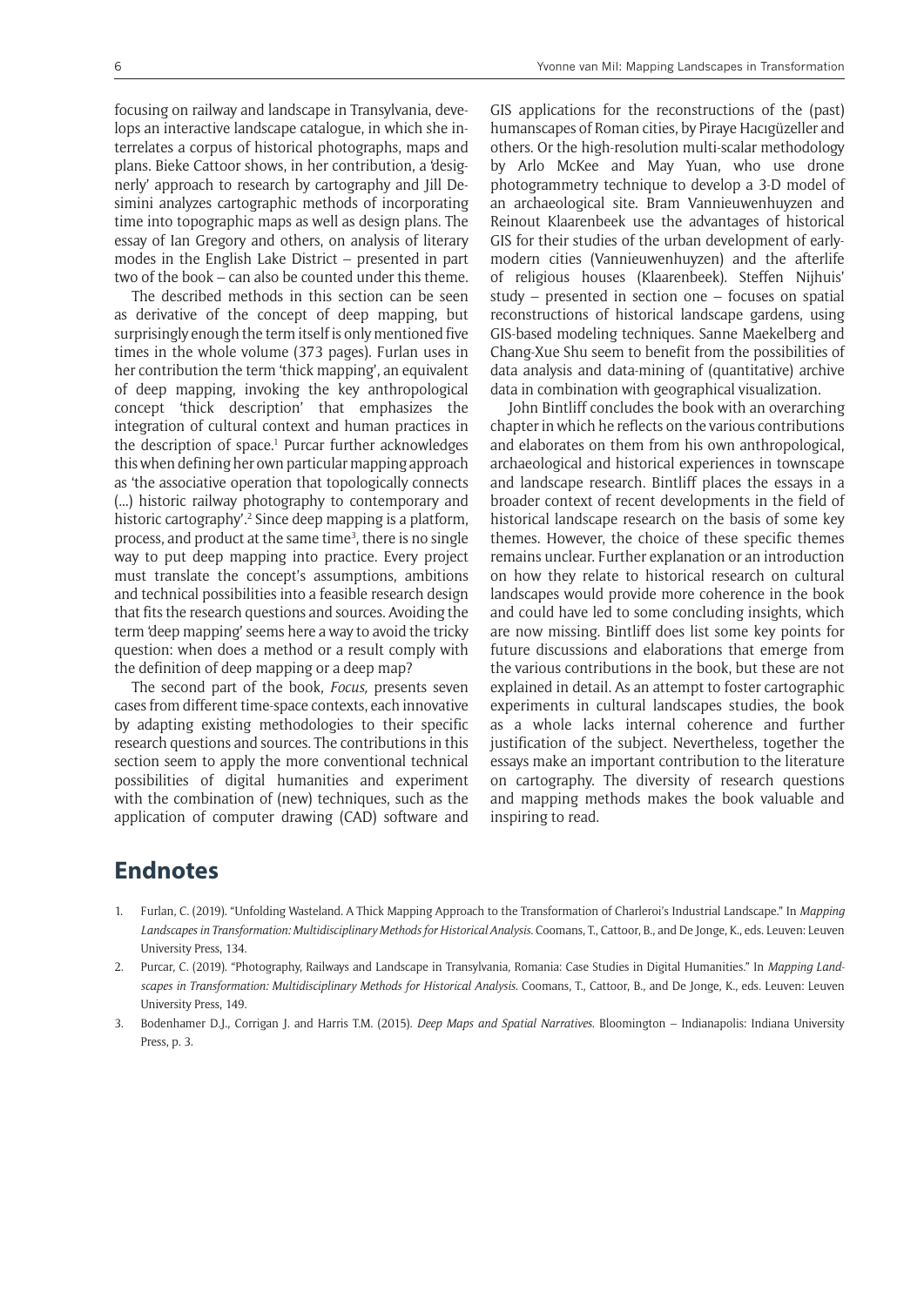focusing on railway and landscape in Transylvania, develops an interactive landscape catalogue, in which she interrelates a corpus of historical photographs, maps and plans. Bieke Cattoor shows, in her contribution, a 'designerly' approach to research by cartography and Jill Desimini analyzes cartographic methods of incorporating time into topographic maps as well as design plans. The essay of Ian Gregory and others, on analysis of literary modes in the English Lake District – presented in part two of the book – can also be counted under this theme.

The described methods in this section can be seen as derivative of the concept of deep mapping, but surprisingly enough the term itself is only mentioned five times in the whole volume (373 pages). Furlan uses in her contribution the term 'thick mapping', an equivalent of deep mapping, invoking the key anthropological concept 'thick description' that emphasizes the integration of cultural context and human practices in the description of space.[1] Purcar further acknowledges this when defining her own particular mapping approach as 'the associative operation that topologically connects (...) historic railway photography to contemporary and historic cartography'.[2] Since deep mapping is a platform, process, and product at the same time[3], there is no single way to put deep mapping into practice. Every project must translate the concept's assumptions, ambitions and technical possibilities into a feasible research design that fits the research questions and sources. Avoiding the term 'deep mapping' seems here a way to avoid the tricky question: when does a method or a result comply with the definition of deep mapping or a deep map?

The second part of the book, *Focus,* presents seven cases from different time-space contexts, each innovative by adapting existing methodologies to their specific research questions and sources. The contributions in this section seem to apply the more conventional technical possibilities of digital humanities and experiment with the combination of (new) techniques, such as the application of computer drawing (CAD) software and GIS applications for the reconstructions of the (past) humanscapes of Roman cities, by Piraye Hacıgüzeller and others. Or the high-resolution multi-scalar methodology by Arlo McKee and May Yuan, who use drone photogrammetry technique to develop a 3-D model of an archaeological site. Bram Vannieuwenhuyzen and Reinout Klaarenbeek use the advantages of historical GIS for their studies of the urban development of early-modern cities (Vannieuwenhuyzen) and the afterlife of religious houses (Klaarenbeek). Steffen Nijhuis' study – presented in section one – focuses on spatial reconstructions of historical landscape gardens, using GIS-based modeling techniques. Sanne Maekelberg and Chang-Xue Shu seem to benefit from the possibilities of data analysis and data-mining of (quantitative) archive data in combination with geographical visualization.

John Bintliff concludes the book with an overarching chapter in which he reflects on the various contributions and elaborates on them from his own anthropological, archaeological and historical experiences in townscape and landscape research. Bintliff places the essays in a broader context of recent developments in the field of historical landscape research on the basis of some key themes. However, the choice of these specific themes remains unclear. Further explanation or an introduction on how they relate to historical research on cultural landscapes would provide more coherence in the book and could have led to some concluding insights, which are now missing. Bintliff does list some key points for future discussions and elaborations that emerge from the various contributions in the book, but these are not explained in detail. As an attempt to foster cartographic experiments in cultural landscapes studies, the book as a whole lacks internal coherence and further justification of the subject. Nevertheless, together the essays make an important contribution to the literature on cartography. The diversity of research questions and mapping methods makes the book valuable and inspiring to read.

## Endnotes

1. Furlan, C. (2019). "Unfolding Wasteland. A Thick Mapping Approach to the Transformation of Charleroi's Industrial Landscape." In *Mapping Landscapes in Transformation: Multidisciplinary Methods for Historical Analysis.* Coomans, T., Cattoor, B., and De Jonge, K., eds. Leuven: Leuven University Press, 134.
2. Purcar, C. (2019). "Photography, Railways and Landscape in Transylvania, Romania: Case Studies in Digital Humanities." In *Mapping Landscapes in Transformation: Multidisciplinary Methods for Historical Analysis.* Coomans, T., Cattoor, B., and De Jonge, K., eds. Leuven: Leuven University Press, 149.
3. Bodenhamer D.J., Corrigan J. and Harris T.M. (2015). *Deep Maps and Spatial Narratives.* Bloomington – Indianapolis: Indiana University Press, p. 3.